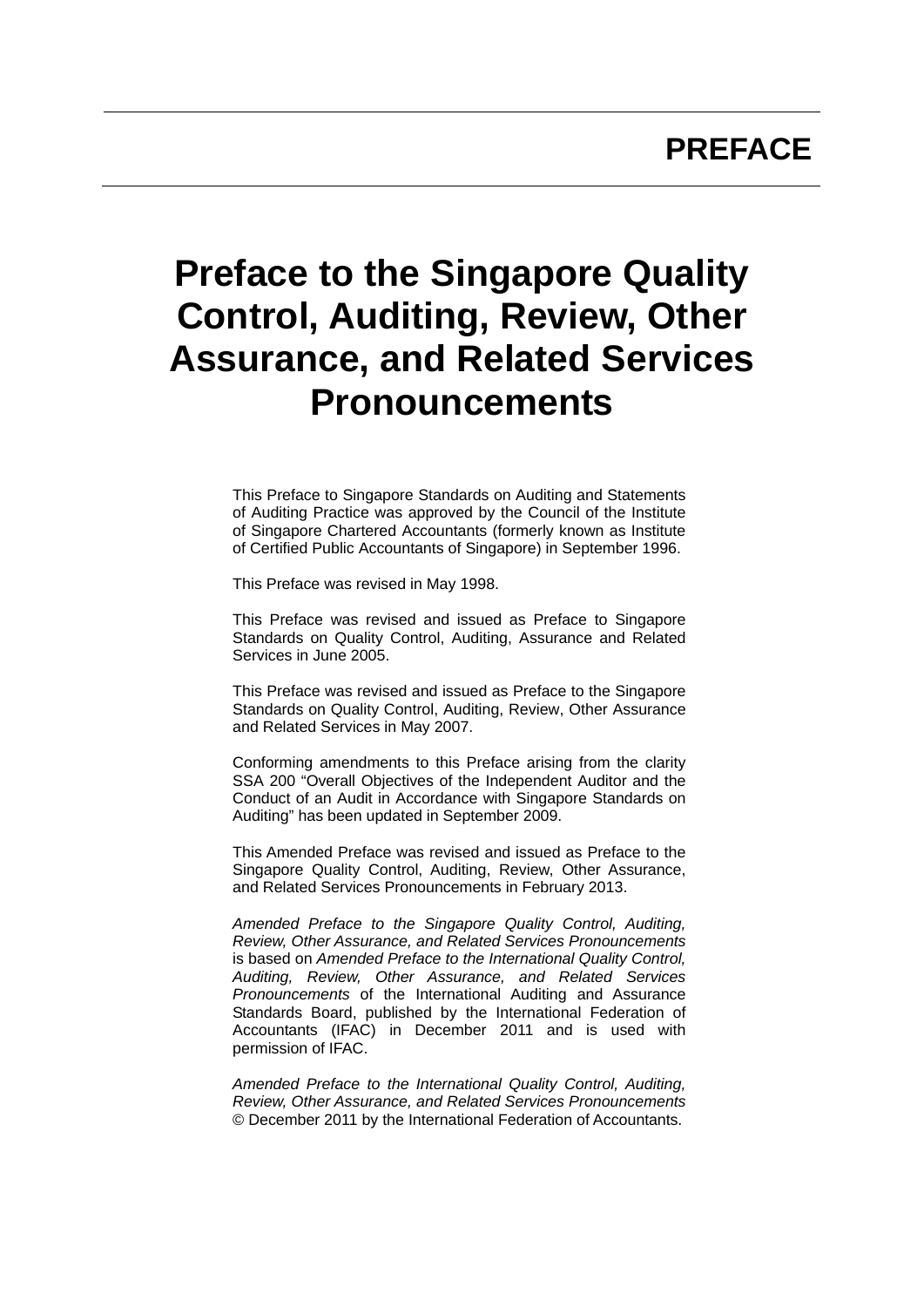# PREFACE

# Preface to the Singapore Quality Control, Auditing, Review, Other Assurance, and Related Services Pronouncements

This Preface to Singapore Standards on Auditing and Statements of Auditing Practice was approved by the Council of the Institute of Singapore Chartered Accountants (formerly known as Institute of Certified Public Accountants of Singapore) in September 1996.

This Preface was revised in May 1998.

This Preface was revised and issued as Preface to Singapore Standards on Quality Control, Auditing, Assurance and Related Services in June 2005.

This Preface was revised and issued as Preface to the Singapore Standards on Quality Control, Auditing, Review, Other Assurance and Related Services in May 2007.

Conforming amendments to this Preface arising from the clarity SSA 200 “Overall Objectives of the Independent Auditor and the Conduct of an Audit in Accordance with Singapore Standards on Auditing” has been updated in September 2009.

This Amended Preface was revised and issued as Preface to the Singapore Quality Control, Auditing, Review, Other Assurance, and Related Services Pronouncements in February 2013.

*Amended Preface to the Singapore Quality Control, Auditing, Review, Other Assurance, and Related Services Pronouncements* is based on *Amended Preface to the International Quality Control, Auditing, Review, Other Assurance, and Related Services Pronouncements* of the International Auditing and Assurance Standards Board, published by the International Federation of Accountants (IFAC) in December 2011 and is used with permission of IFAC.

*Amended Preface to the International Quality Control, Auditing, Review, Other Assurance, and Related Services Pronouncements* © December 2011 by the International Federation of Accountants.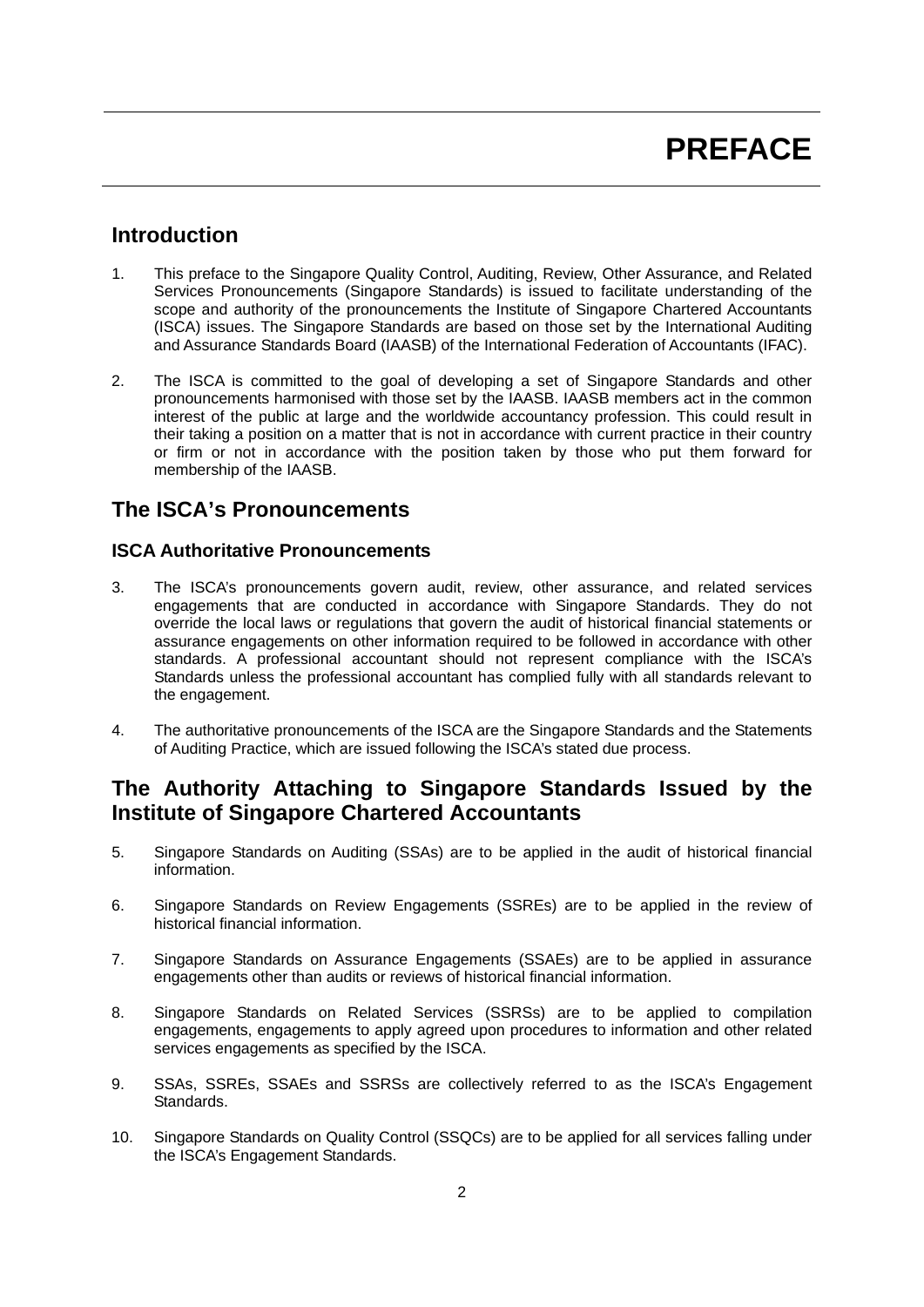# PREFACE

## Introduction

1. This preface to the Singapore Quality Control, Auditing, Review, Other Assurance, and Related Services Pronouncements (Singapore Standards) is issued to facilitate understanding of the scope and authority of the pronouncements the Institute of Singapore Chartered Accountants (ISCA) issues. The Singapore Standards are based on those set by the International Auditing and Assurance Standards Board (IAASB) of the International Federation of Accountants (IFAC).

2. The ISCA is committed to the goal of developing a set of Singapore Standards and other pronouncements harmonised with those set by the IAASB. IAASB members act in the common interest of the public at large and the worldwide accountancy profession. This could result in their taking a position on a matter that is not in accordance with current practice in their country or firm or not in accordance with the position taken by those who put them forward for membership of the IAASB.

## The ISCA's Pronouncements

### ISCA Authoritative Pronouncements

3. The ISCA's pronouncements govern audit, review, other assurance, and related services engagements that are conducted in accordance with Singapore Standards. They do not override the local laws or regulations that govern the audit of historical financial statements or assurance engagements on other information required to be followed in accordance with other standards. A professional accountant should not represent compliance with the ISCA's Standards unless the professional accountant has complied fully with all standards relevant to the engagement.

4. The authoritative pronouncements of the ISCA are the Singapore Standards and the Statements of Auditing Practice, which are issued following the ISCA's stated due process.

## The Authority Attaching to Singapore Standards Issued by the Institute of Singapore Chartered Accountants

5. Singapore Standards on Auditing (SSAs) are to be applied in the audit of historical financial information.

6. Singapore Standards on Review Engagements (SSREs) are to be applied in the review of historical financial information.

7. Singapore Standards on Assurance Engagements (SSAEs) are to be applied in assurance engagements other than audits or reviews of historical financial information.

8. Singapore Standards on Related Services (SSRSs) are to be applied to compilation engagements, engagements to apply agreed upon procedures to information and other related services engagements as specified by the ISCA.

9. SSAs, SSREs, SSAEs and SSRSs are collectively referred to as the ISCA's Engagement Standards.

10. Singapore Standards on Quality Control (SSQCs) are to be applied for all services falling under the ISCA's Engagement Standards.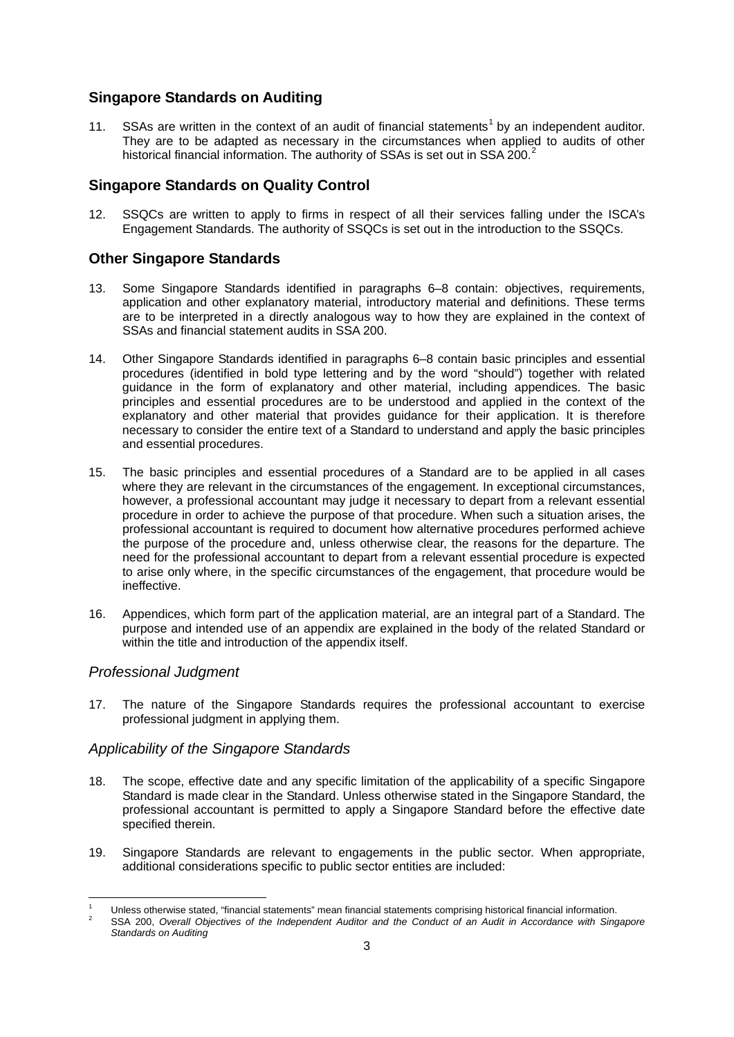## Singapore Standards on Auditing

11. SSAs are written in the context of an audit of financial statements[1] by an independent auditor. They are to be adapted as necessary in the circumstances when applied to audits of other historical financial information. The authority of SSAs is set out in SSA 200.[2]

## Singapore Standards on Quality Control

12. SSQCs are written to apply to firms in respect of all their services falling under the ISCA's Engagement Standards. The authority of SSQCs is set out in the introduction to the SSQCs.

## Other Singapore Standards

13. Some Singapore Standards identified in paragraphs 6–8 contain: objectives, requirements, application and other explanatory material, introductory material and definitions. These terms are to be interpreted in a directly analogous way to how they are explained in the context of SSAs and financial statement audits in SSA 200.

14. Other Singapore Standards identified in paragraphs 6–8 contain basic principles and essential procedures (identified in bold type lettering and by the word "should") together with related guidance in the form of explanatory and other material, including appendices. The basic principles and essential procedures are to be understood and applied in the context of the explanatory and other material that provides guidance for their application. It is therefore necessary to consider the entire text of a Standard to understand and apply the basic principles and essential procedures.

15. The basic principles and essential procedures of a Standard are to be applied in all cases where they are relevant in the circumstances of the engagement. In exceptional circumstances, however, a professional accountant may judge it necessary to depart from a relevant essential procedure in order to achieve the purpose of that procedure. When such a situation arises, the professional accountant is required to document how alternative procedures performed achieve the purpose of the procedure and, unless otherwise clear, the reasons for the departure. The need for the professional accountant to depart from a relevant essential procedure is expected to arise only where, in the specific circumstances of the engagement, that procedure would be ineffective.

16. Appendices, which form part of the application material, are an integral part of a Standard. The purpose and intended use of an appendix are explained in the body of the related Standard or within the title and introduction of the appendix itself.

### *Professional Judgment*

17. The nature of the Singapore Standards requires the professional accountant to exercise professional judgment in applying them.

### *Applicability of the Singapore Standards*

18. The scope, effective date and any specific limitation of the applicability of a specific Singapore Standard is made clear in the Standard. Unless otherwise stated in the Singapore Standard, the professional accountant is permitted to apply a Singapore Standard before the effective date specified therein.

19. Singapore Standards are relevant to engagements in the public sector. When appropriate, additional considerations specific to public sector entities are included:

---

[1] Unless otherwise stated, "financial statements" mean financial statements comprising historical financial information.

[2] SSA 200, *Overall Objectives of the Independent Auditor and the Conduct of an Audit in Accordance with Singapore Standards on Auditing*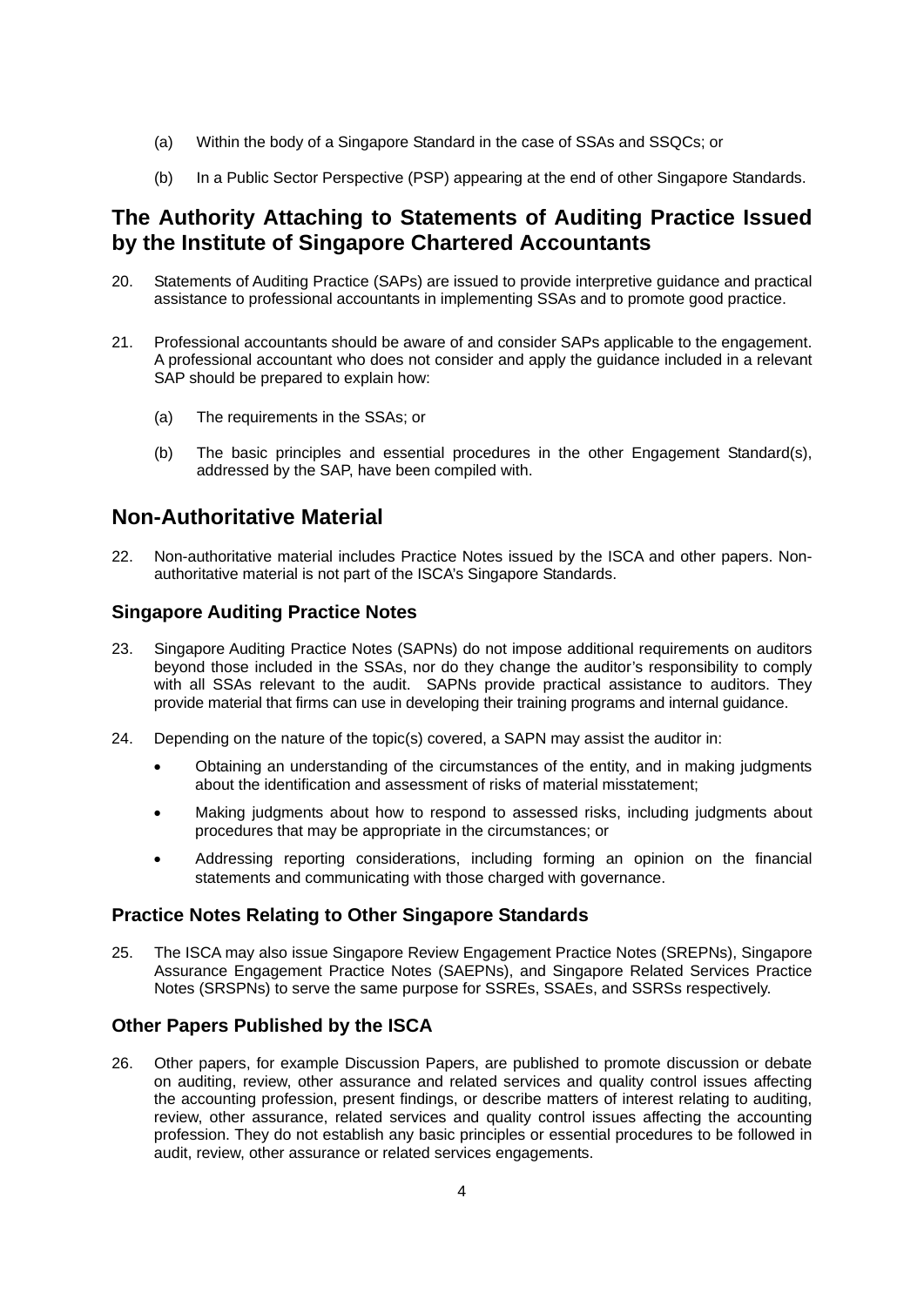(a) Within the body of a Singapore Standard in the case of SSAs and SSQCs; or

(b) In a Public Sector Perspective (PSP) appearing at the end of other Singapore Standards.

## The Authority Attaching to Statements of Auditing Practice Issued by the Institute of Singapore Chartered Accountants

20. Statements of Auditing Practice (SAPs) are issued to provide interpretive guidance and practical assistance to professional accountants in implementing SSAs and to promote good practice.

21. Professional accountants should be aware of and consider SAPs applicable to the engagement. A professional accountant who does not consider and apply the guidance included in a relevant SAP should be prepared to explain how:

    (a) The requirements in the SSAs; or

    (b) The basic principles and essential procedures in the other Engagement Standard(s), addressed by the SAP, have been compiled with.

## Non-Authoritative Material

22. Non-authoritative material includes Practice Notes issued by the ISCA and other papers. Non-authoritative material is not part of the ISCA's Singapore Standards.

### Singapore Auditing Practice Notes

23. Singapore Auditing Practice Notes (SAPNs) do not impose additional requirements on auditors beyond those included in the SSAs, nor do they change the auditor's responsibility to comply with all SSAs relevant to the audit. SAPNs provide practical assistance to auditors. They provide material that firms can use in developing their training programs and internal guidance.

24. Depending on the nature of the topic(s) covered, a SAPN may assist the auditor in:

    - Obtaining an understanding of the circumstances of the entity, and in making judgments about the identification and assessment of risks of material misstatement;
    - Making judgments about how to respond to assessed risks, including judgments about procedures that may be appropriate in the circumstances; or
    - Addressing reporting considerations, including forming an opinion on the financial statements and communicating with those charged with governance.

### Practice Notes Relating to Other Singapore Standards

25. The ISCA may also issue Singapore Review Engagement Practice Notes (SREPNs), Singapore Assurance Engagement Practice Notes (SAEPNs), and Singapore Related Services Practice Notes (SRSPNs) to serve the same purpose for SSREs, SSAEs, and SSRSs respectively.

### Other Papers Published by the ISCA

26. Other papers, for example Discussion Papers, are published to promote discussion or debate on auditing, review, other assurance and related services and quality control issues affecting the accounting profession, present findings, or describe matters of interest relating to auditing, review, other assurance, related services and quality control issues affecting the accounting profession. They do not establish any basic principles or essential procedures to be followed in audit, review, other assurance or related services engagements.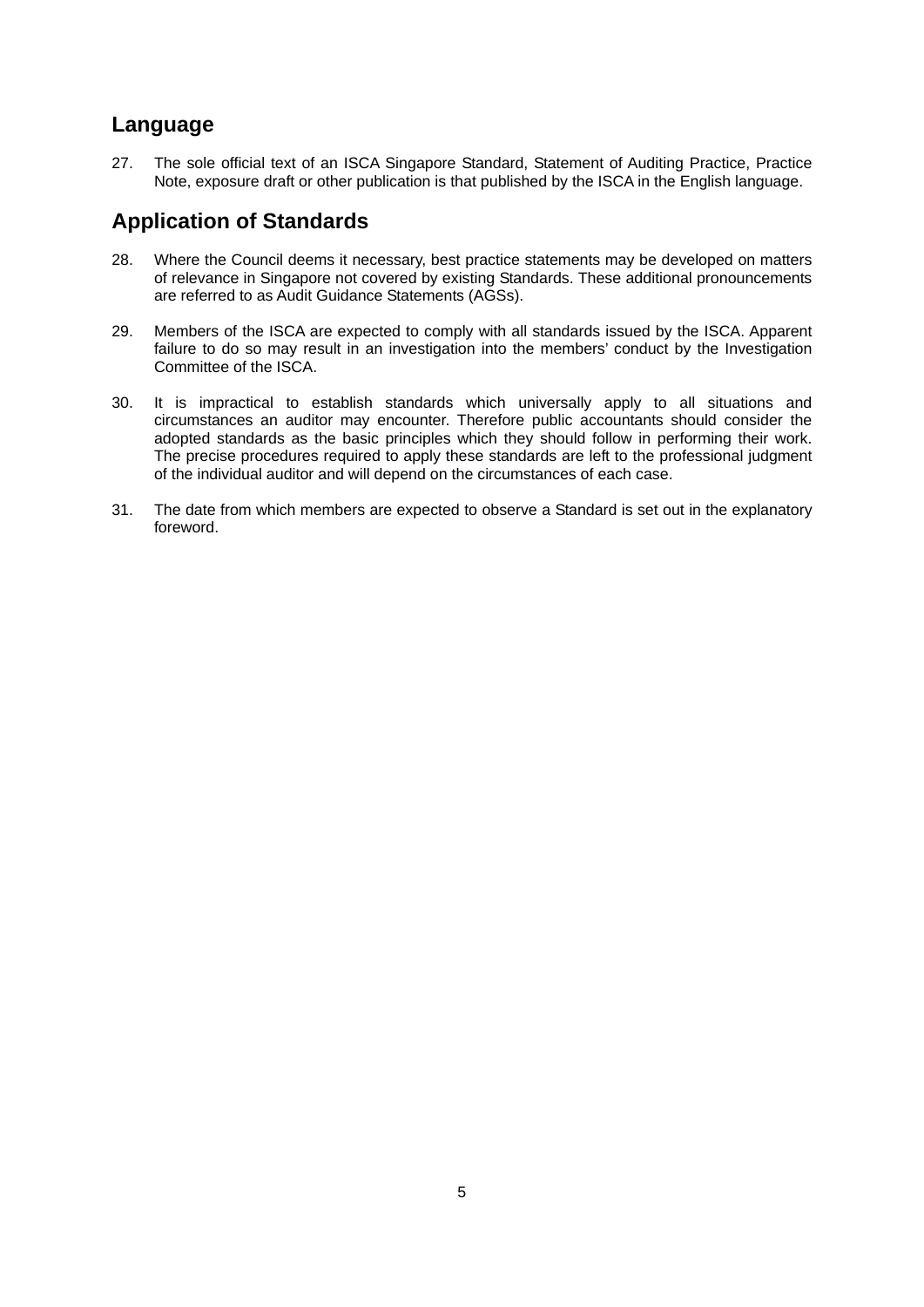## Language

27. The sole official text of an ISCA Singapore Standard, Statement of Auditing Practice, Practice Note, exposure draft or other publication is that published by the ISCA in the English language.

## Application of Standards

28. Where the Council deems it necessary, best practice statements may be developed on matters of relevance in Singapore not covered by existing Standards. These additional pronouncements are referred to as Audit Guidance Statements (AGSs).

29. Members of the ISCA are expected to comply with all standards issued by the ISCA. Apparent failure to do so may result in an investigation into the members' conduct by the Investigation Committee of the ISCA.

30. It is impractical to establish standards which universally apply to all situations and circumstances an auditor may encounter. Therefore public accountants should consider the adopted standards as the basic principles which they should follow in performing their work. The precise procedures required to apply these standards are left to the professional judgment of the individual auditor and will depend on the circumstances of each case.

31. The date from which members are expected to observe a Standard is set out in the explanatory foreword.